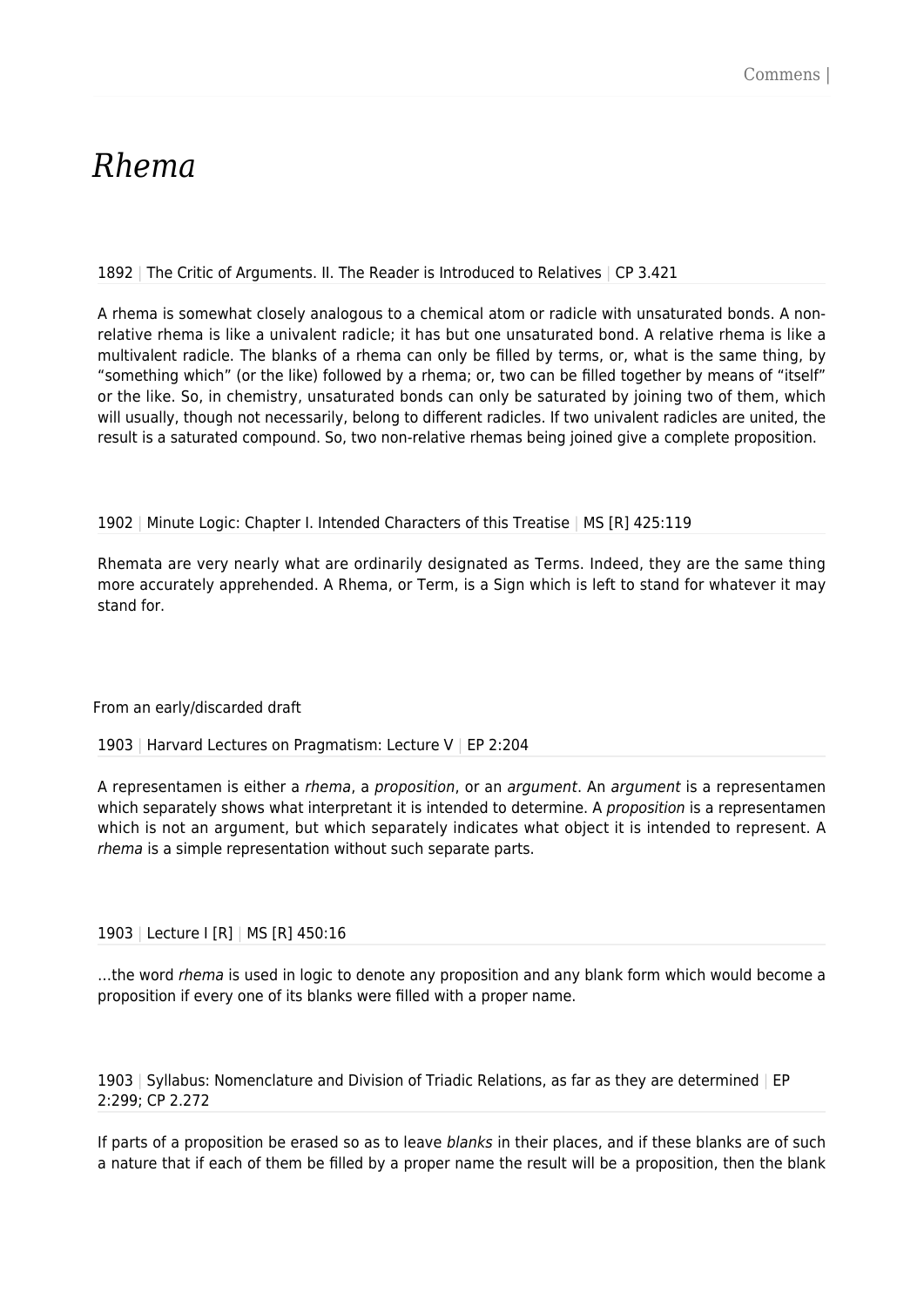# *Rhema*

1892 | The Critic of Arguments. II. The Reader is Introduced to Relatives | CP 3.421

A rhema is somewhat closely analogous to a chemical atom or radicle with unsaturated bonds. A non-relative rhema is like a univalent radicle; it has but one unsaturated bond. A relative rhema is like a multivalent radicle. The blanks of a rhema can only be filled by terms, or, what is the same thing, by "something which" (or the like) followed by a rhema; or, two can be filled together by means of "itself" or the like. So, in chemistry, unsaturated bonds can only be saturated by joining two of them, which will usually, though not necessarily, belong to different radicles. If two univalent radicles are united, the result is a saturated compound. So, two non-relative rhemas being joined give a complete proposition.

1902 | Minute Logic: Chapter I. Intended Characters of this Treatise | MS [R] 425:119

Rhemata are very nearly what are ordinarily designated as Terms. Indeed, they are the same thing more accurately apprehended. A Rhema, or Term, is a Sign which is left to stand for whatever it may stand for.

From an early/discarded draft

1903 | Harvard Lectures on Pragmatism: Lecture V | EP 2:204

A representamen is either a *rhema*, a *proposition*, or an *argument*. An *argument* is a representamen which separately shows what interpretant it is intended to determine. A *proposition* is a representamen which is not an argument, but which separately indicates what object it is intended to represent. A *rhema* is a simple representation without such separate parts.

1903 | Lecture I [R] | MS [R] 450:16

…the word *rhema* is used in logic to denote any proposition and any blank form which would become a proposition if every one of its blanks were filled with a proper name.

1903 | Syllabus: Nomenclature and Division of Triadic Relations, as far as they are determined | EP 2:299; CP 2.272

If parts of a proposition be erased so as to leave *blanks* in their places, and if these blanks are of such a nature that if each of them be filled by a proper name the result will be a proposition, then the blank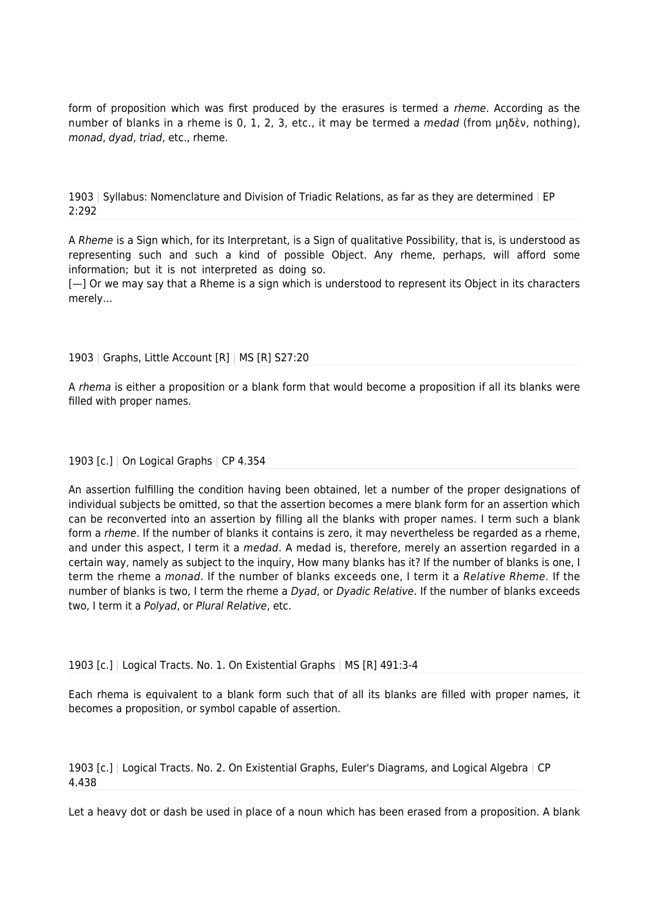form of proposition which was first produced by the erasures is termed a *rheme*. According as the number of blanks in a rheme is 0, 1, 2, 3, etc., it may be termed a *medad* (from μηδὲν, nothing), *monad*, *dyad*, *triad*, etc., rheme.

1903 | Syllabus: Nomenclature and Division of Triadic Relations, as far as they are determined | EP 2:292

A *Rheme* is a Sign which, for its Interpretant, is a Sign of qualitative Possibility, that is, is understood as representing such and such a kind of possible Object. Any rheme, perhaps, will afford some information; but it is not interpreted as doing so.
[—] Or we may say that a Rheme is a sign which is understood to represent its Object in its characters merely…

1903 | Graphs, Little Account [R] | MS [R] S27:20

A *rhema* is either a proposition or a blank form that would become a proposition if all its blanks were filled with proper names.

1903 [c.] | On Logical Graphs | CP 4.354

An assertion fulfilling the condition having been obtained, let a number of the proper designations of individual subjects be omitted, so that the assertion becomes a mere blank form for an assertion which can be reconverted into an assertion by filling all the blanks with proper names. I term such a blank form a *rheme*. If the number of blanks it contains is zero, it may nevertheless be regarded as a rheme, and under this aspect, I term it a *medad*. A medad is, therefore, merely an assertion regarded in a certain way, namely as subject to the inquiry, How many blanks has it? If the number of blanks is one, I term the rheme a *monad*. If the number of blanks exceeds one, I term it a *Relative Rheme*. If the number of blanks is two, I term the rheme a *Dyad*, or *Dyadic Relative*. If the number of blanks exceeds two, I term it a *Polyad*, or *Plural Relative*, etc.

1903 [c.] | Logical Tracts. No. 1. On Existential Graphs | MS [R] 491:3-4

Each rhema is equivalent to a blank form such that of all its blanks are filled with proper names, it becomes a proposition, or symbol capable of assertion.

1903 [c.] | Logical Tracts. No. 2. On Existential Graphs, Euler's Diagrams, and Logical Algebra | CP 4.438

Let a heavy dot or dash be used in place of a noun which has been erased from a proposition. A blank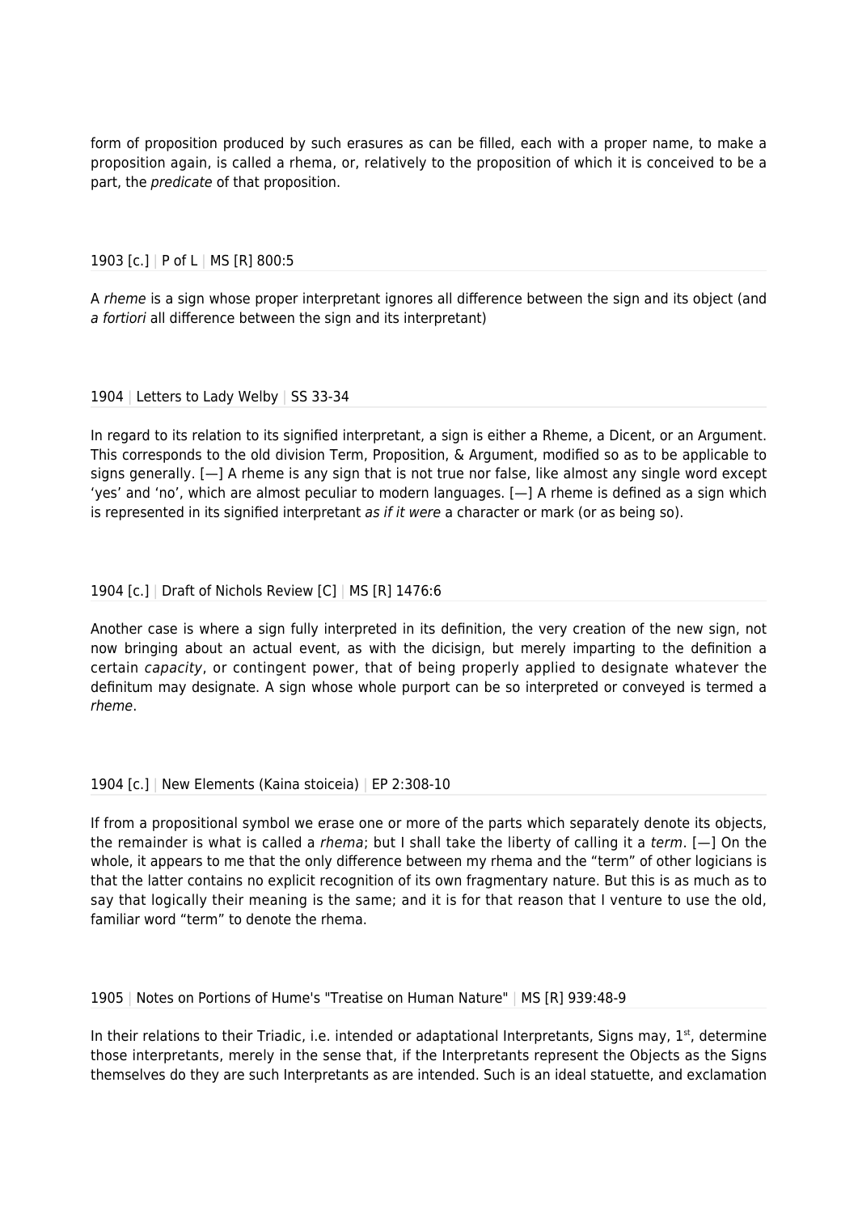form of proposition produced by such erasures as can be filled, each with a proper name, to make a proposition again, is called a rhema, or, relatively to the proposition of which it is conceived to be a part, the *predicate* of that proposition.

1903 [c.] | P of L | MS [R] 800:5

A *rheme* is a sign whose proper interpretant ignores all difference between the sign and its object (and *a fortiori* all difference between the sign and its interpretant)

1904 | Letters to Lady Welby | SS 33-34

In regard to its relation to its signified interpretant, a sign is either a Rheme, a Dicent, or an Argument. This corresponds to the old division Term, Proposition, & Argument, modified so as to be applicable to signs generally. [—] A rheme is any sign that is not true nor false, like almost any single word except 'yes' and 'no', which are almost peculiar to modern languages. [—] A rheme is defined as a sign which is represented in its signified interpretant *as if it were* a character or mark (or as being so).

1904 [c.] | Draft of Nichols Review [C] | MS [R] 1476:6

Another case is where a sign fully interpreted in its definition, the very creation of the new sign, not now bringing about an actual event, as with the dicisign, but merely imparting to the definition a certain *capacity*, or contingent power, that of being properly applied to designate whatever the definitum may designate. A sign whose whole purport can be so interpreted or conveyed is termed a *rheme*.

1904 [c.] | New Elements (Kaina stoiceia) | EP 2:308-10

If from a propositional symbol we erase one or more of the parts which separately denote its objects, the remainder is what is called a *rhema*; but I shall take the liberty of calling it a *term*. [—] On the whole, it appears to me that the only difference between my rhema and the "term" of other logicians is that the latter contains no explicit recognition of its own fragmentary nature. But this is as much as to say that logically their meaning is the same; and it is for that reason that I venture to use the old, familiar word "term" to denote the rhema.

1905 | Notes on Portions of Hume's "Treatise on Human Nature" | MS [R] 939:48-9

In their relations to their Triadic, i.e. intended or adaptational Interpretants, Signs may, 1st, determine those interpretants, merely in the sense that, if the Interpretants represent the Objects as the Signs themselves do they are such Interpretants as are intended. Such is an ideal statuette, and exclamation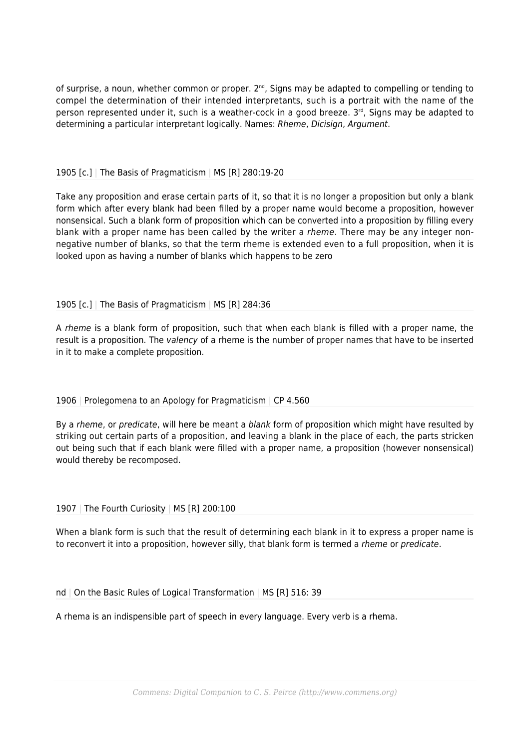of surprise, a noun, whether common or proper. 2nd, Signs may be adapted to compelling or tending to compel the determination of their intended interpretants, such is a portrait with the name of the person represented under it, such is a weather-cock in a good breeze. 3rd, Signs may be adapted to determining a particular interpretant logically. Names: *Rheme*, *Dicisign*, *Argument*.

1905 [c.] | The Basis of Pragmaticism | MS [R] 280:19-20

Take any proposition and erase certain parts of it, so that it is no longer a proposition but only a blank form which after every blank had been filled by a proper name would become a proposition, however nonsensical. Such a blank form of proposition which can be converted into a proposition by filling every blank with a proper name has been called by the writer a *rheme*. There may be any integer non-negative number of blanks, so that the term rheme is extended even to a full proposition, when it is looked upon as having a number of blanks which happens to be zero

1905 [c.] | The Basis of Pragmaticism | MS [R] 284:36

A *rheme* is a blank form of proposition, such that when each blank is filled with a proper name, the result is a proposition. The *valency* of a rheme is the number of proper names that have to be inserted in it to make a complete proposition.

1906 | Prolegomena to an Apology for Pragmaticism | CP 4.560

By a *rheme*, or *predicate*, will here be meant a *blank* form of proposition which might have resulted by striking out certain parts of a proposition, and leaving a blank in the place of each, the parts stricken out being such that if each blank were filled with a proper name, a proposition (however nonsensical) would thereby be recomposed.

1907 | The Fourth Curiosity | MS [R] 200:100

When a blank form is such that the result of determining each blank in it to express a proper name is to reconvert it into a proposition, however silly, that blank form is termed a *rheme* or *predicate*.

nd | On the Basic Rules of Logical Transformation | MS [R] 516: 39

A rhema is an indispensible part of speech in every language. Every verb is a rhema.